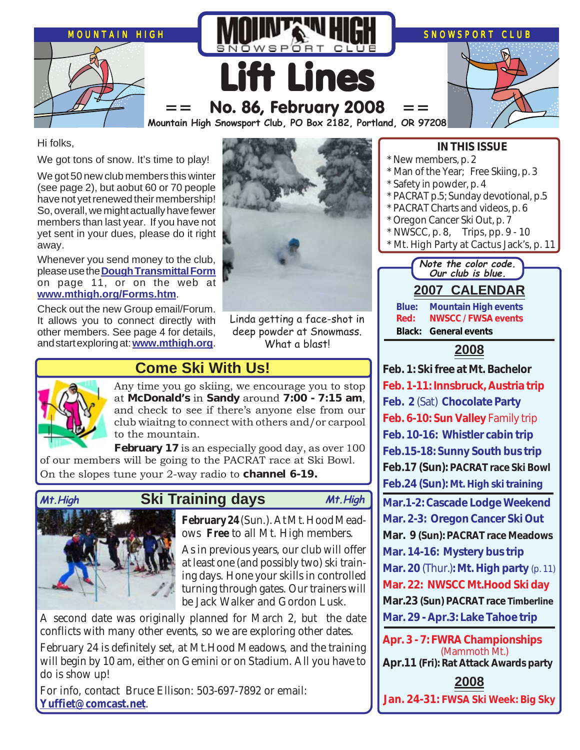MOUNTAIN HIGH SNOWSPORT CLUB

# Lift Lines

## == No. 86, February 2008 ==

Mountain High Snowsport Club, PO Box 2182, Portland, OR 97208

Hi folks,

We got tons of snow. It's time to play!

We got 50 new club members this winter (see page 2), but aobut 60 or 70 people have not yet renewed their membership! So, overall, we might actually have fewer members than last year. If you have not yet sent in your dues, please do it right away.

Whenever you send money to the club, please use the **Dough Transmittal Form** on page 11, or on the web at **www.mthigh.org/Forms.htm**.

Check out the new Group email/Forum. It allows you to connect directly with other members. See page 4 for details, and start exploring at: **www.mthigh.org**.

Linda getting a face-shot in deep powder at Snowmass. What a blast!

### IN THIS ISSUE

* New members, p. 2
* Man of the Year; Free Skiing, p. 3
* Safety in powder, p. 4
* PACRAT p.5; Sunday devotional, p.5
* PACRAT Charts and videos, p. 6
* Oregon Cancer Ski Out, p. 7
* NWSCC, p. 8, Trips, pp. 9 - 10
* Mt. High Party at Cactus Jack's, p. 11

## Come Ski With Us!

Any time you go skiing, we encourage you to stop at **McDonald's** in **Sandy** around **7:00 - 7:15 am**, and check to see if there's anyone else from our club wiaitng to connect with others and/or carpool to the mountain.

**February 17** is an especially good day, as over 100 of our members will be going to the PACRAT race at Ski Bowl. On the slopes tune your 2-way radio to **channel 6-19.**

## Ski Training days

*Mt.High* *Mt.High*

**February 24** (Sun.). At Mt. Hood Meadows **Free** to all Mt. High members.

As in previous years, our club will offer at least one (and possibly two) ski training days. Hone your skills in controlled turning through gates. Our trainers will be Jack Walker and Gordon Lusk.

A second date was originally planned for March 2, but the date conflicts with many other events, so we are exploring other dates.

February 24 is definitely set, at Mt.Hood Meadows, and the training will begin by 10 am, either on Gemini or on Stadium. All you have to do is show up!

For info, contact Bruce Ellison: 503-697-7892 or email: **Yuffiet@comcast.net**.

*Note the color code. Our club is blue.*

## 2007 CALENDAR

**Blue:** Mountain High events
**Red:** NWSCC / FWSA events
**Black:** General events

### 2008

**Feb. 1: Ski free at Mt. Bachelor**
**Feb. 1-11: Innsbruck, Austria trip**
**Feb. 2** (Sat) **Chocolate Party**
**Feb. 6-10: Sun Valley** Family trip
**Feb. 10-16: Whistler cabin trip**
**Feb.15-18: Sunny South bus trip**
**Feb.17 (Sun): PACRAT race Ski Bowl**
**Feb.24 (Sun): Mt. High ski training**
**Mar.1-2: Cascade Lodge Weekend**
**Mar. 2-3: Oregon Cancer Ski Out**
**Mar. 9 (Sun): PACRAT race Meadows**
**Mar. 14-16: Mystery bus trip**
**Mar. 20** (Thur.)**: Mt. High party** (p. 11)
**Mar. 22: NWSCC Mt.Hood Ski day**
**Mar.23 (Sun) PACRAT race Timberline**
**Mar. 29 - Apr.3: Lake Tahoe trip**
**Apr. 3 - 7: FWRA Championships** (Mammoth Mt.)
**Apr.11 (Fri): Rat Attack Awards party**

### 2008

**Jan. 24-31: FWSA Ski Week: Big Sky**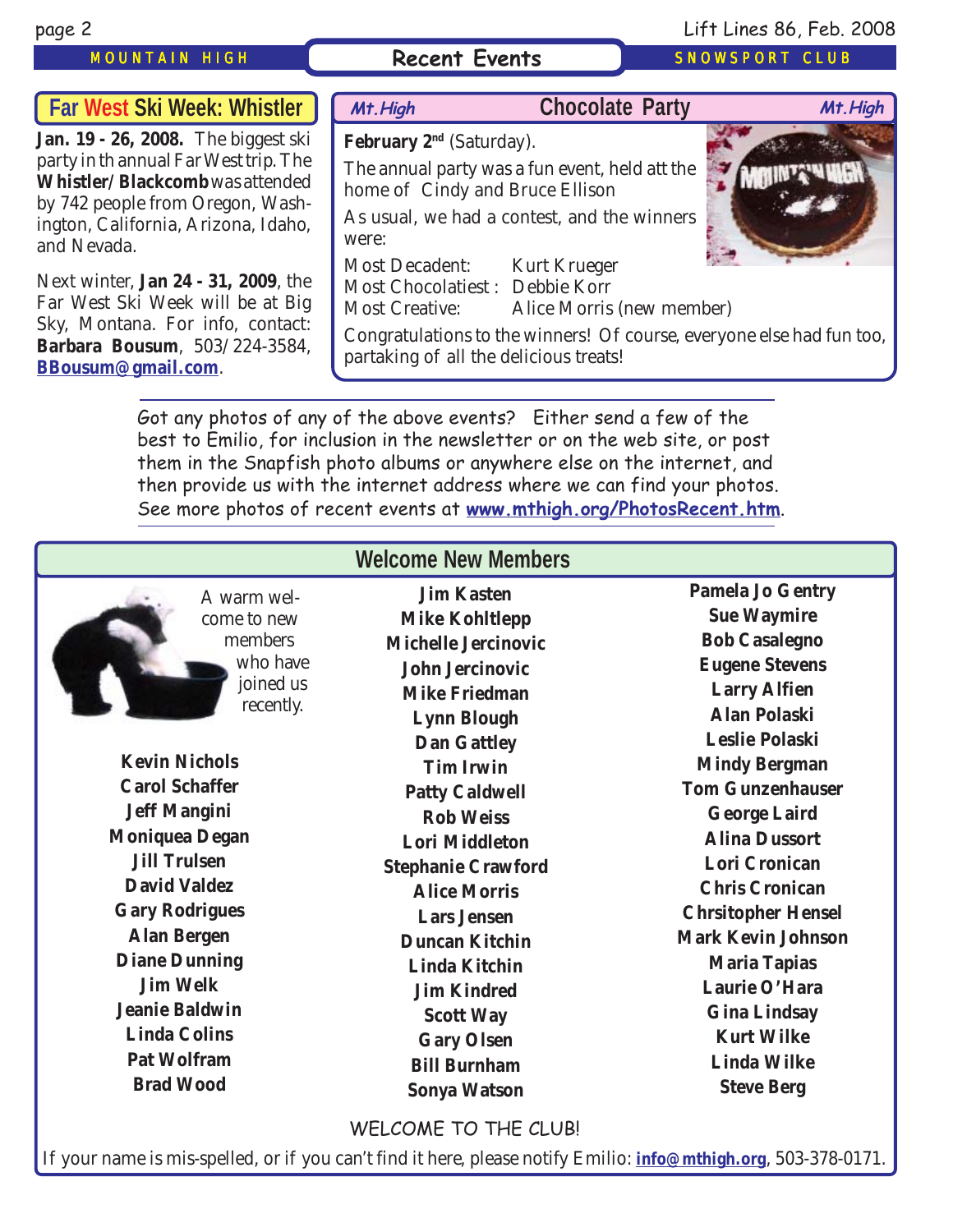## Recent Events

### Far West Ski Week: Whistler

**Jan. 19 - 26, 2008.** The biggest ski party in th annual Far West trip. The **Whistler/Blackcomb** was attended by 742 people from Oregon, Washington, California, Arizona, Idaho, and Nevada.

Next winter, **Jan 24 - 31, 2009**, the Far West Ski Week will be at Big Sky, Montana. For info, contact: **Barbara Bousum**, 503/224-3584, **BBousum@gmail.com**.

### Chocolate Party

**February 2nd** (Saturday).

The annual party was a fun event, held att the home of Cindy and Bruce Ellison

As usual, we had a contest, and the winners were:

| | |
|---|---|
| Most Decadent: | Kurt Krueger |
| Most Chocolatiest : | Debbie Korr |
| Most Creative: | Alice Morris (new member) |

Congratulations to the winners! Of course, everyone else had fun too, partaking of all the delicious treats!

---

Got any photos of any of the above events? Either send a few of the best to Emilio, for inclusion in the newsletter or on the web site, or post them in the Snapfish photo albums or anywhere else on the internet, and then provide us with the internet address where we can find your photos. See more photos of recent events at **www.mthigh.org/PhotosRecent.htm**.

---

## Welcome New Members

A warm welcome to new members who have joined us recently.

**Kevin Nichols**
**Carol Schaffer**
**Jeff Mangini**
**Moniquea Degan**
**Jill Trulsen**
**David Valdez**
**Gary Rodrigues**
**Alan Bergen**
**Diane Dunning**
**Jim Welk**
**Jeanie Baldwin**
**Linda Colins**
**Pat Wolfram**
**Brad Wood**
**Jim Kasten**
**Mike Kohltlepp**
**Michelle Jercinovic**
**John Jercinovic**
**Mike Friedman**
**Lynn Blough**
**Dan Gattley**
**Tim Irwin**
**Patty Caldwell**
**Rob Weiss**
**Lori Middleton**
**Stephanie Crawford**
**Alice Morris**
**Lars Jensen**
**Duncan Kitchin**
**Linda Kitchin**
**Jim Kindred**
**Scott Way**
**Gary Olsen**
**Bill Burnham**
**Sonya Watson**
**Pamela Jo Gentry**
**Sue Waymire**
**Bob Casalegno**
**Eugene Stevens**
**Larry Alfien**
**Alan Polaski**
**Leslie Polaski**
**Mindy Bergman**
**Tom Gunzenhauser**
**George Laird**
**Alina Dussort**
**Lori Cronican**
**Chris Cronican**
**Chrsitopher Hensel**
**Mark Kevin Johnson**
**Maria Tapias**
**Laurie O'Hara**
**Gina Lindsay**
**Kurt Wilke**
**Linda Wilke**
**Steve Berg**

WELCOME TO THE CLUB!

If your name is mis-spelled, or if you can't find it here, please notify Emilio: **info@mthigh.org**, 503-378-0171.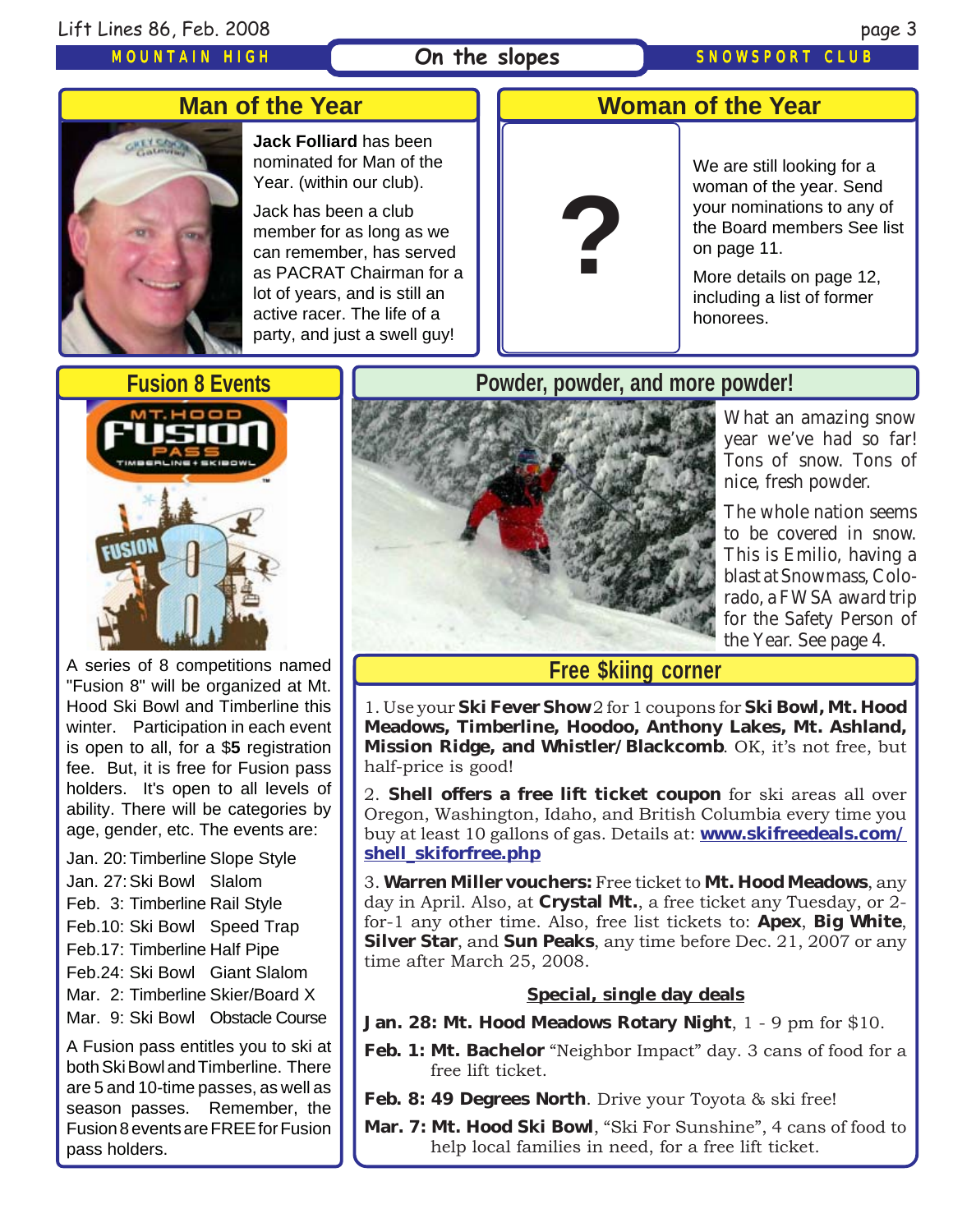## Man of the Year

**Jack Folliard** has been nominated for Man of the Year. (within our club).

Jack has been a club member for as long as we can remember, has served as PACRAT Chairman for a lot of years, and is still an active racer. The life of a party, and just a swell guy!

## Woman of the Year

?

We are still looking for a woman of the year. Send your nominations to any of the Board members See list on page 11.

More details on page 12, including a list of former honorees.

## Fusion 8 Events

A series of 8 competitions named "Fusion 8" will be organized at Mt. Hood Ski Bowl and Timberline this winter. Participation in each event is open to all, for a $**5** registration fee. But, it is free for Fusion pass holders. It's open to all levels of ability. There will be categories by age, gender, etc. The events are:

- Jan. 20: Timberline Slope Style
- Jan. 27: Ski Bowl Slalom
- Feb. 3: Timberline Rail Style
- Feb.10: Ski Bowl Speed Trap
- Feb.17: Timberline Half Pipe
- Feb.24: Ski Bowl Giant Slalom
- Mar. 2: Timberline Skier/Board X
- Mar. 9: Ski Bowl Obstacle Course

A Fusion pass entitles you to ski at both Ski Bowl and Timberline. There are 5 and 10-time passes, as well as season passes. Remember, the Fusion 8 events are FREE for Fusion pass holders.

## Powder, powder, and more powder!

What an amazing snow year we've had so far! Tons of snow. Tons of nice, fresh powder.

The whole nation seems to be covered in snow. This is Emilio, having a blast at Snowmass, Colorado, a FWSA award trip for the Safety Person of the Year. See page 4.

## Free $kiing corner

1. Use your **Ski Fever Show** 2 for 1 coupons for **Ski Bowl, Mt. Hood Meadows, Timberline, Hoodoo, Anthony Lakes, Mt. Ashland, Mission Ridge, and Whistler/Blackcomb**. OK, it's not free, but half-price is good!

2. **Shell offers a free lift ticket coupon** for ski areas all over Oregon, Washington, Idaho, and British Columbia every time you buy at least 10 gallons of gas. Details at: **www.skifreedeals.com/shell_skiforfree.php**

3. **Warren Miller vouchers:** Free ticket to **Mt. Hood Meadows**, any day in April. Also, at **Crystal Mt.**, a free ticket any Tuesday, or 2-for-1 any other time. Also, free list tickets to: **Apex**, **Big White**, **Silver Star**, and **Sun Peaks**, any time before Dec. 21, 2007 or any time after March 25, 2008.

### Special, single day deals

**Jan. 28: Mt. Hood Meadows Rotary Night**, 1 - 9 pm for $10.

**Feb. 1: Mt. Bachelor** "Neighbor Impact" day. 3 cans of food for a free lift ticket.

**Feb. 8: 49 Degrees North**. Drive your Toyota & ski free!

**Mar. 7: Mt. Hood Ski Bowl**, "Ski For Sunshine", 4 cans of food to help local families in need, for a free lift ticket.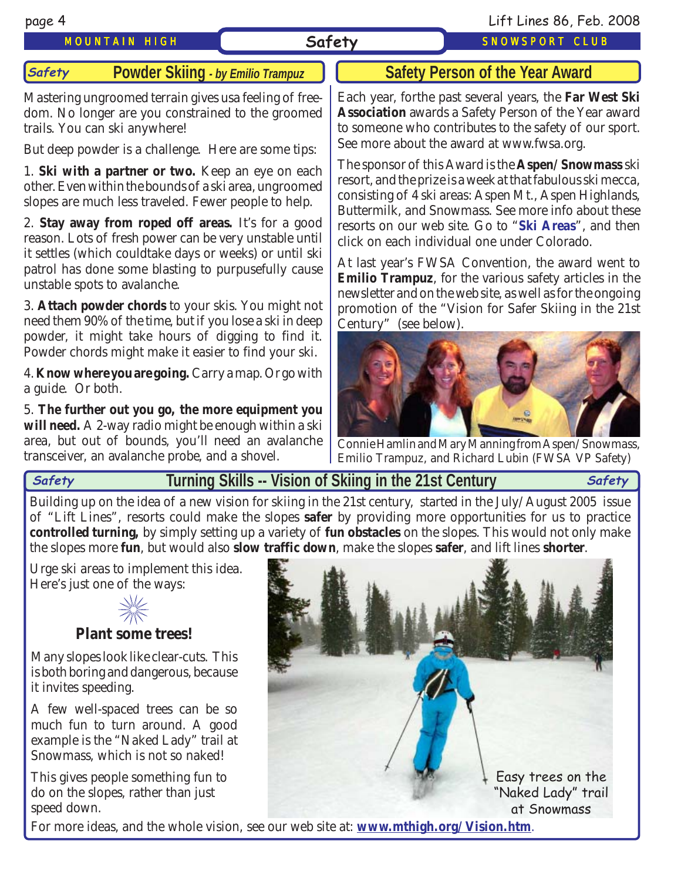## Powder Skiing - *by Emilio Trampuz*

Mastering ungroomed terrain gives usa feeling of freedom. No longer are you constrained to the groomed trails. You can ski anywhere!

But deep powder is a challenge. Here are some tips:

1. **Ski with a partner or two.** Keep an eye on each other. Even within the bounds of a ski area, ungroomed slopes are much less traveled. Fewer people to help.

2. **Stay away from roped off areas.** It's for a good reason. Lots of fresh power can be very unstable until it settles (which couldtake days or weeks) or until ski patrol has done some blasting to purpusefully cause unstable spots to avalanche.

3. **Attach powder chords** to your skis. You might not need them 90% of the time, but if you lose a ski in deep powder, it might take hours of digging to find it. Powder chords might make it easier to find your ski.

4. **Know where you are going.** Carry a map. Or go with a guide. Or both.

5. **The further out you go, the more equipment you will need.** A 2-way radio might be enough within a ski area, but out of bounds, you'll need an avalanche transceiver, an avalanche probe, and a shovel.

## Safety Person of the Year Award

Each year, forthe past several years, the **Far West Ski Association** awards a Safety Person of the Year award to someone who contributes to the safety of our sport. See more about the award at www.fwsa.org.

The sponsor of this Award is the **Aspen/Snowmass** ski resort, and the prize is a week at that fabulous ski mecca, consisting of 4 ski areas: Aspen Mt., Aspen Highlands, Buttermilk, and Snowmass. See more info about these resorts on our web site. Go to "**Ski Areas**", and then click on each individual one under Colorado.

At last year's FWSA Convention, the award went to **Emilio Trampuz**, for the various safety articles in the newsletter and on the web site, as well as for the ongoing promotion of the "Vision for Safer Skiing in the 21st Century" (see below).

Connie Hamlin and Mary Manning from Aspen/Snowmass, Emilio Trampuz, and Richard Lubin (FWSA VP Safety)

## Turning Skills -- Vision of Skiing in the 21st Century

Building up on the idea of a new vision for skiing in the 21st century, started in the July/August 2005 issue of "Lift Lines", resorts could make the slopes **safer** by providing more opportunities for us to practice **controlled turning,** by simply setting up a variety of **fun obstacles** on the slopes. This would not only make the slopes more **fun**, but would also **slow traffic down**, make the slopes **safer**, and lift lines **shorter**.

Urge ski areas to implement this idea. Here's just one of the ways:

### Plant some trees!

Many slopes look like clear-cuts. This is both boring and dangerous, because it invites speeding.

A few well-spaced trees can be so much fun to turn around. A good example is the "Naked Lady" trail at Snowmass, which is not so naked!

This gives people something fun to do on the slopes, rather than just speed down.

Easy trees on the "Naked Lady" trail at Snowmass

For more ideas, and the whole vision, see our web site at: **www.mthigh.org/Vision.htm**.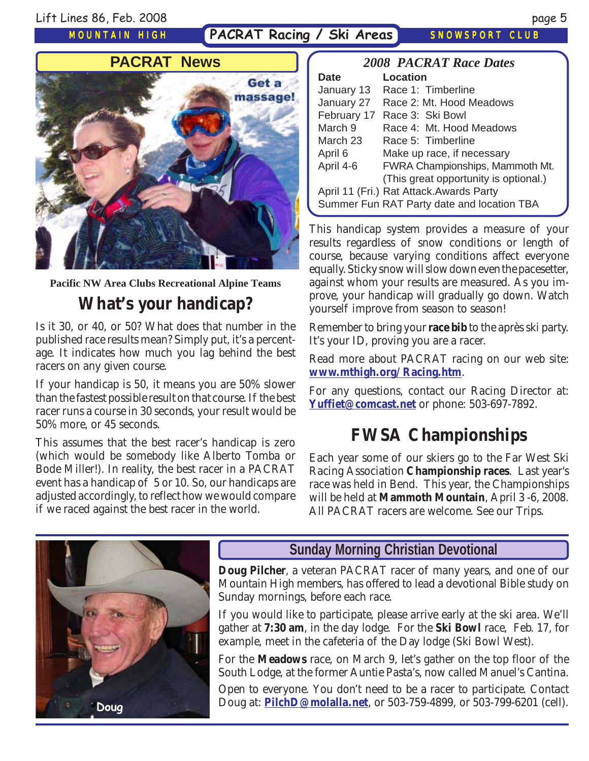## PACRAT News

Get a massage!

Pacific NW Area Clubs Recreational Alpine Teams

## What's your handicap?

Is it 30, or 40, or 50? What does that number in the published race results mean? Simply put, it's a percentage. It indicates how much you lag behind the best racers on any given course.

If your handicap is 50, it means you are 50% slower than the fastest possible result on that course. If the best racer runs a course in 30 seconds, your result would be 50% more, or 45 seconds.

This assumes that the best racer's handicap is zero (which would be somebody like Alberto Tomba or Bode Miller!). In reality, the best racer in a PACRAT event has a handicap of 5 or 10. So, our handicaps are adjusted accordingly, to reflect how we would compare if we raced against the best racer in the world.

### *2008 PACRAT Race Dates*

| Date | Location |
|---|---|
| January 13 | Race 1: Timberline |
| January 27 | Race 2: Mt. Hood Meadows |
| February 17 | Race 3: Ski Bowl |
| March 9 | Race 4: Mt. Hood Meadows |
| March 23 | Race 5: Timberline |
| April 6 | Make up race, if necessary |
| April 4-6 | FWRA Championships, Mammoth Mt. (This great opportunity is optional.) |
| April 11 (Fri.) | Rat Attack.Awards Party |
| Summer Fun RAT Party date and location TBA | |

This handicap system provides a measure of your results regardless of snow conditions or length of course, because varying conditions affect everyone equally. Sticky snow will slow down even the pacesetter, against whom your results are measured. As you improve, your handicap will gradually go down. Watch yourself improve from season to season!

Remember to bring your **race bib** to the après ski party. It's your ID, proving you are a racer.

Read more about PACRAT racing on our web site: **www.mthigh.org/Racing.htm**.

For any questions, contact our Racing Director at: **Yuffiet@comcast.net** or phone: 503-697-7892.

## FWSA Championships

Each year some of our skiers go to the Far West Ski Racing Association **Championship races**. Last year's race was held in Bend. This year, the Championships will be held at **Mammoth Mountain**, April 3 -6, 2008. All PACRAT racers are welcome. See our Trips.

Doug

### Sunday Morning Christian Devotional

**Doug Pilcher**, a veteran PACRAT racer of many years, and one of our Mountain High members, has offered to lead a devotional Bible study on Sunday mornings, before each race.

If you would like to participate, please arrive early at the ski area. We'll gather at **7:30 am**, in the day lodge. For the **Ski Bowl** race, Feb. 17, for example, meet in the cafeteria of the Day lodge (Ski Bowl West).

For the **Meadows** race, on March 9, let's gather on the top floor of the South Lodge, at the former Auntie Pasta's, now called Manuel's Cantina.

Open to everyone. You don't need to be a racer to participate. Contact Doug at: **PilchD@molalla.net**, or 503-759-4899, or 503-799-6201 (cell).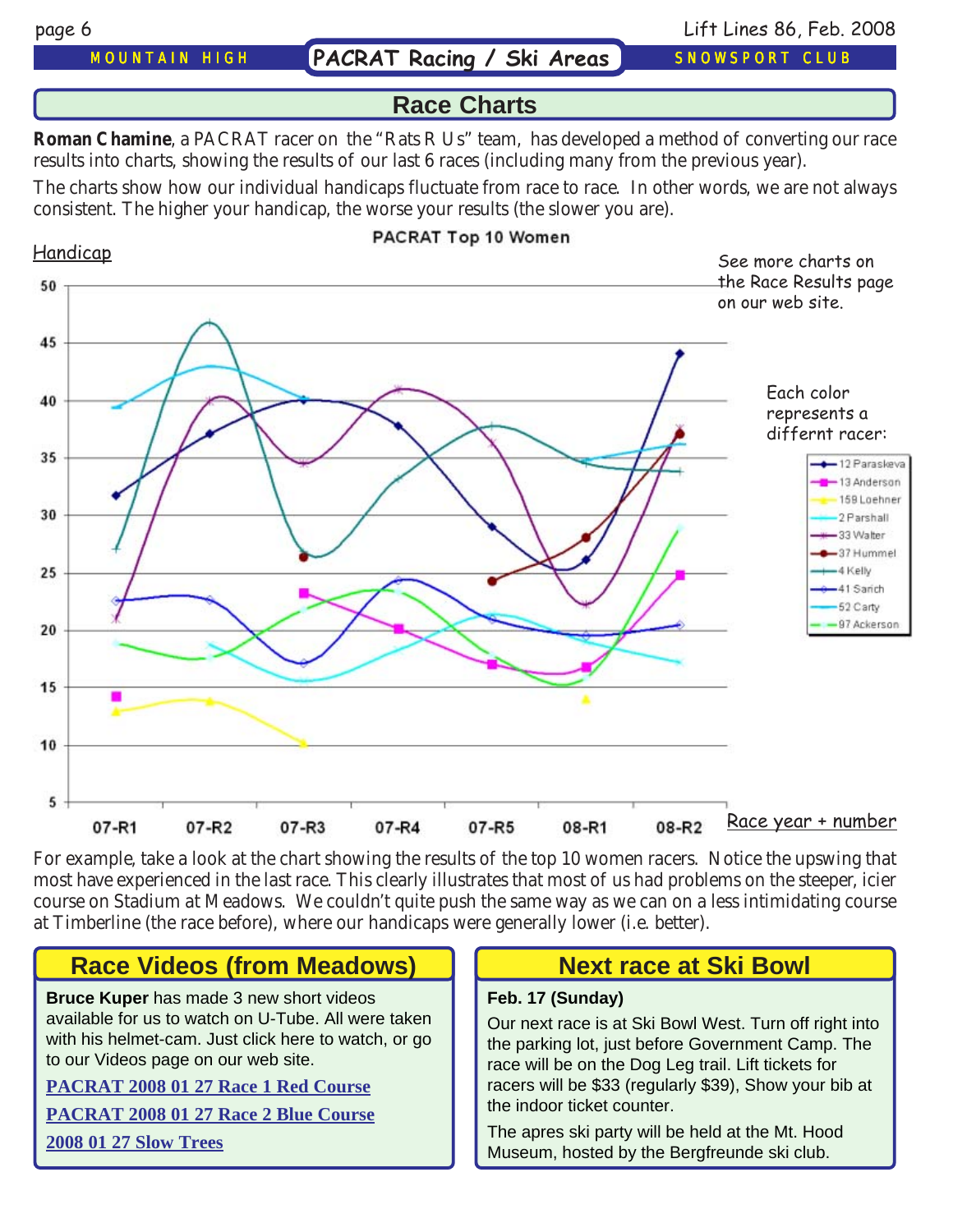# Race Charts

**Roman Chamine**, a PACRAT racer on the "Rats R Us" team, has developed a method of converting our race results into charts, showing the results of our last 6 races (including many from the previous year).

The charts show how our individual handicaps fluctuate from race to race. In other words, we are not always consistent. The higher your handicap, the worse your results (the slower you are).

PACRAT Top 10 Women

Handicap

See more charts on the Race Results page on our web site.

Each color represents a differnt racer:

- 12 Paraskeva
- 13 Anderson
- 159 Loehner
- 2 Parshall
- 33 Walter
- 37 Hummel
- 4 Kelly
- 41 Sarich
- 52 Carty
- 97 Ackerson

Race year + number

For example, take a look at the chart showing the results of the top 10 women racers. Notice the upswing that most have experienced in the last race. This clearly illustrates that most of us had problems on the steeper, icier course on Stadium at Meadows. We couldn't quite push the same way as we can on a less intimidating course at Timberline (the race before), where our handicaps were generally lower (i.e. better).

## Race Videos (from Meadows)

**Bruce Kuper** has made 3 new short videos available for us to watch on U-Tube. All were taken with his helmet-cam. Just click here to watch, or go to our Videos page on our web site.

**PACRAT 2008 01 27 Race 1 Red Course**

**PACRAT 2008 01 27 Race 2 Blue Course**

**2008 01 27 Slow Trees**

## Next race at Ski Bowl

**Feb. 17 (Sunday)**

Our next race is at Ski Bowl West. Turn off right into the parking lot, just before Government Camp. The race will be on the Dog Leg trail. Lift tickets for racers will be $33 (regularly $39), Show your bib at the indoor ticket counter.

The apres ski party will be held at the Mt. Hood Museum, hosted by the Bergfreunde ski club.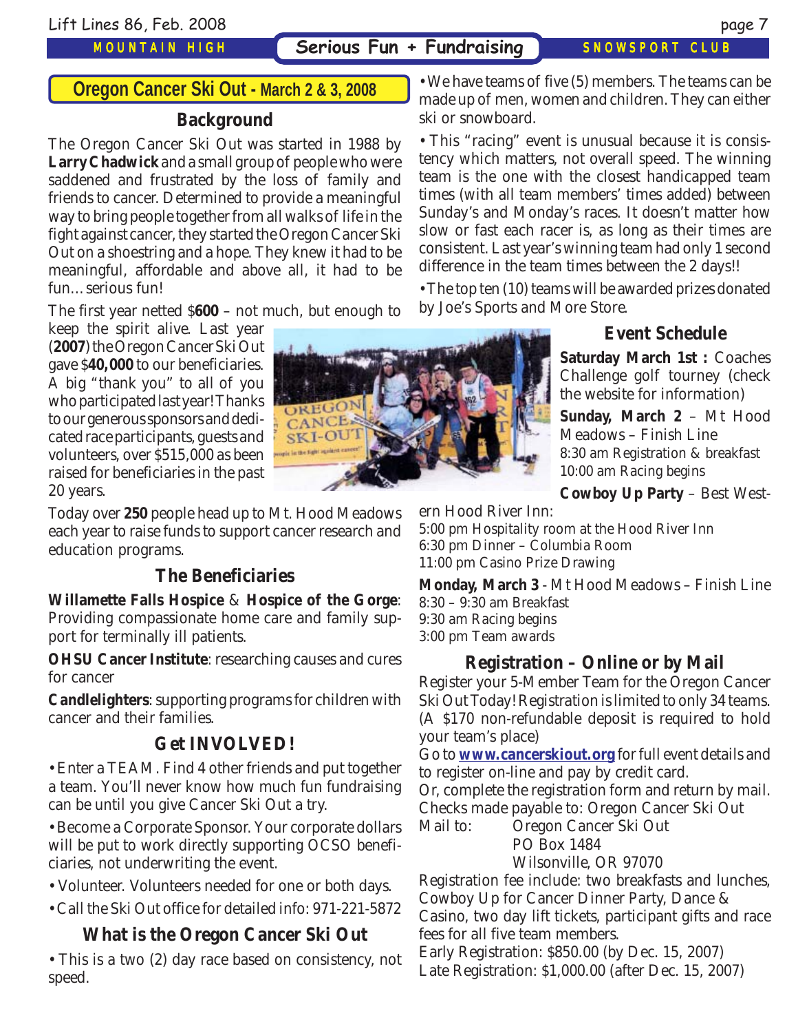# Oregon Cancer Ski Out - March 2 & 3, 2008

## Background

The Oregon Cancer Ski Out was started in 1988 by **Larry Chadwick** and a small group of people who were saddened and frustrated by the loss of family and friends to cancer. Determined to provide a meaningful way to bring people together from all walks of life in the fight against cancer, they started the Oregon Cancer Ski Out on a shoestring and a hope. They knew it had to be meaningful, affordable and above all, it had to be fun…serious fun!

The first year netted $**600** – not much, but enough to keep the spirit alive. Last year (**2007**) the Oregon Cancer Ski Out gave $**40,000** to our beneficiaries. A big "thank you" to all of you who participated last year! Thanks to our generous sponsors and dedicated race participants, guests and volunteers, over $515,000 as been raised for beneficiaries in the past 20 years.

Today over **250** people head up to Mt. Hood Meadows each year to raise funds to support cancer research and education programs.

## The Beneficiaries

**Willamette Falls Hospice** & **Hospice of the Gorge**: Providing compassionate home care and family support for terminally ill patients.

**OHSU Cancer Institute**: researching causes and cures for cancer

**Candlelighters**: supporting programs for children with cancer and their families.

## Get INVOLVED!

- Enter a TEAM. Find 4 other friends and put together a team. You'll never know how much fun fundraising can be until you give Cancer Ski Out a try.
- Become a Corporate Sponsor. Your corporate dollars will be put to work directly supporting OCSO beneficiaries, not underwriting the event.
- Volunteer. Volunteers needed for one or both days.
- Call the Ski Out office for detailed info: 971-221-5872

## What is the Oregon Cancer Ski Out

- This is a two (2) day race based on consistency, not speed.
- We have teams of five (5) members. The teams can be made up of men, women and children. They can either ski or snowboard.
- This "racing" event is unusual because it is consistency which matters, not overall speed. The winning team is the one with the closest handicapped team times (with all team members' times added) between Sunday's and Monday's races. It doesn't matter how slow or fast each racer is, as long as their times are consistent. Last year's winning team had only 1 second difference in the team times between the 2 days!!
- The top ten (10) teams will be awarded prizes donated by Joe's Sports and More Store.

## Event Schedule

**Saturday March 1st :** Coaches Challenge golf tourney (check the website for information)

**Sunday, March 2** – Mt Hood Meadows – Finish Line
8:30 am Registration & breakfast
10:00 am Racing begins

**Cowboy Up Party** – Best Western Hood River Inn:
5:00 pm Hospitality room at the Hood River Inn
6:30 pm Dinner – Columbia Room
11:00 pm Casino Prize Drawing

**Monday, March 3** - Mt Hood Meadows – Finish Line
8:30 – 9:30 am Breakfast
9:30 am Racing begins
3:00 pm Team awards

## Registration – Online or by Mail

Register your 5-Member Team for the Oregon Cancer Ski Out Today! Registration is limited to only 34 teams. (A $170 non-refundable deposit is required to hold your team's place)

Go to **www.cancerskiout.org** for full event details and to register on-line and pay by credit card.

Or, complete the registration form and return by mail.
Checks made payable to: Oregon Cancer Ski Out
Mail to: Oregon Cancer Ski Out
PO Box 1484
Wilsonville, OR 97070

Registration fee include: two breakfasts and lunches, Cowboy Up for Cancer Dinner Party, Dance & Casino, two day lift tickets, participant gifts and race fees for all five team members.

Early Registration: $850.00 (by Dec. 15, 2007)
Late Registration: $1,000.00 (after Dec. 15, 2007)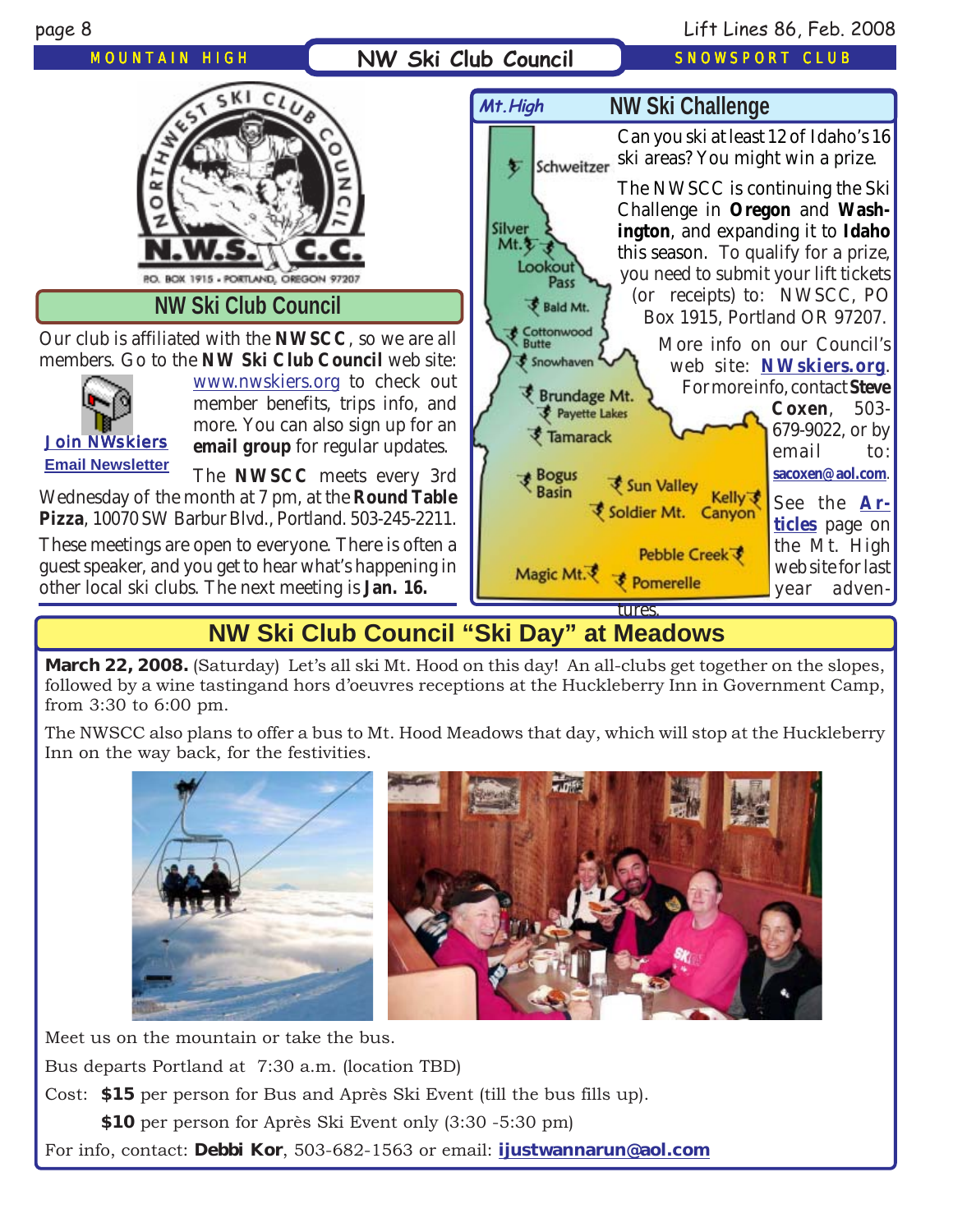## NW Ski Club Council

Our club is affiliated with the **NWSCC**, so we are all members. Go to the **NW Ski Club Council** web site: www.nwskiers.org to check out member benefits, trips info, and more. You can also sign up for an **email group** for regular updates.

Join NWskiers
Email Newsletter

The **NWSCC** meets every 3rd Wednesday of the month at 7 pm, at the **Round Table Pizza**, 10070 SW Barbur Blvd., Portland. 503-245-2211.

These meetings are open to everyone. There is often a guest speaker, and you get to hear what's happening in other local ski clubs. The next meeting is **Jan. 16.**

## NW Ski Challenge

Can you ski at least 12 of Idaho's 16 ski areas? You might win a prize.

The NWSCC is continuing the Ski Challenge in **Oregon** and **Washington**, and expanding it to **Idaho** this season. To qualify for a prize, you need to submit your lift tickets (or receipts) to: NWSCC, PO Box 1915, Portland OR 97207.

More info on our Council's web site: **NWskiers.org**. For more info, contact **Steve Coxen**, 503-679-9022, or by email to: **sacoxen@aol.com**.

See the **Articles** page on the Mt. High web site for last year adventures.

## NW Ski Club Council "Ski Day" at Meadows

**March 22, 2008.** (Saturday) Let's all ski Mt. Hood on this day! An all-clubs get together on the slopes, followed by a wine tastingand hors d'oeuvres receptions at the Huckleberry Inn in Government Camp, from 3:30 to 6:00 pm.

The NWSCC also plans to offer a bus to Mt. Hood Meadows that day, which will stop at the Huckleberry Inn on the way back, for the festivities.

Meet us on the mountain or take the bus.

Bus departs Portland at 7:30 a.m. (location TBD)

Cost: **$15** per person for Bus and Après Ski Event (till the bus fills up).

**$10** per person for Après Ski Event only (3:30 -5:30 pm)

For info, contact: **Debbi Kor**, 503-682-1563 or email: **ijustwannarun@aol.com**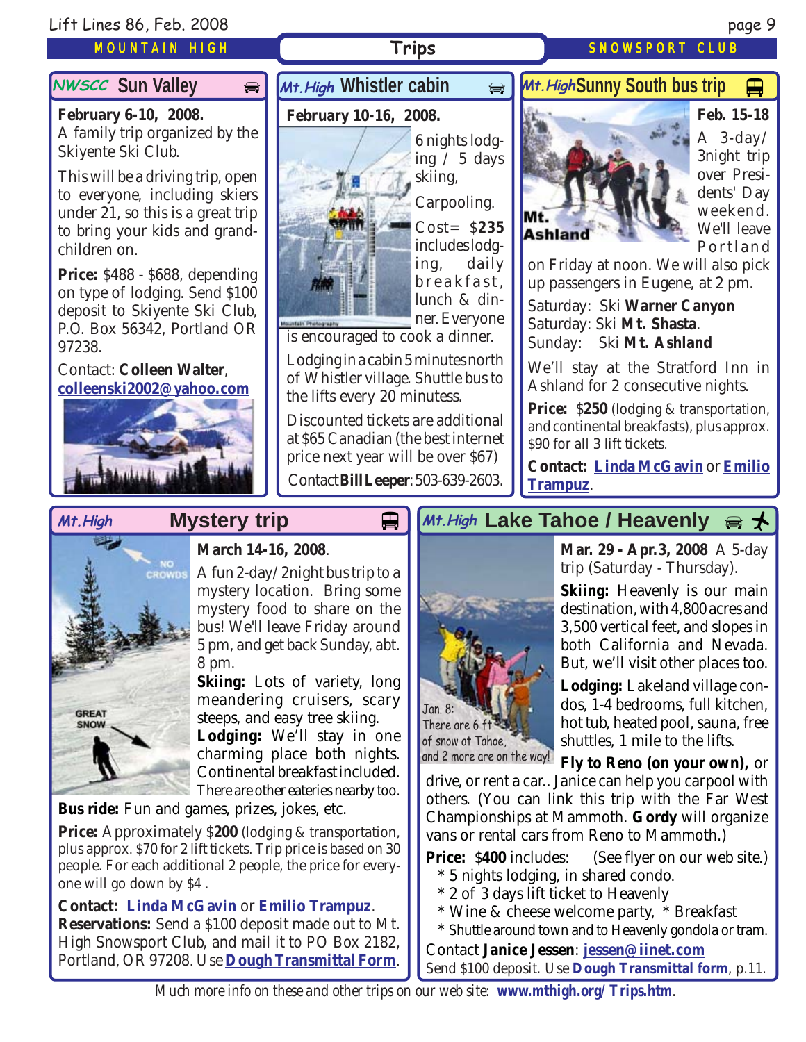# Trips

MOUNTAIN HIGH SNOWSPORT CLUB

## NWSCC Sun Valley

**February 6-10, 2008.**
A family trip organized by the Skiyente Ski Club.

This will be a driving trip, open to everyone, including skiers under 21, so this is a great trip to bring your kids and grandchildren on.

**Price:** $488 - $688, depending on type of lodging. Send $100 deposit to Skiyente Ski Club, P.O. Box 56342, Portland OR 97238.

Contact: **Colleen Walter**, colleenski2002@yahoo.com

## Mt.High Whistler cabin

**February 10-16, 2008.**

6 nights lodging / 5 days skiing,

Carpooling.

Cost= $**235** includes lodging, daily breakfast, lunch & dinner. Everyone is encouraged to cook a dinner.

Lodging in a cabin 5 minutes north of Whistler village. Shuttle bus to the lifts every 20 minutes.

Discounted tickets are additional at $65 Canadian (the best internet price next year will be over $67)

Contact **Bill Leeper**: 503-639-2603.

## Mt.High Sunny South bus trip

Mt. Ashland

**Feb. 15-18**

A 3-day/3night trip over Presidents' Day weekend. We'll leave Portland on Friday at noon. We will also pick up passengers in Eugene, at 2 pm.

Saturday: Ski **Warner Canyon**
Saturday: Ski **Mt. Shasta**.
Sunday: Ski **Mt. Ashland**

We'll stay at the Stratford Inn in Ashland for 2 consecutive nights.

**Price:** $**250** (lodging & transportation, and continental breakfasts), plus approx. $90 for all 3 lift tickets.

**Contact: Linda McGavin** or **Emilio Trampuz**.

## Mt.High Mystery trip

NO CROWDS

GREAT SNOW

**March 14-16, 2008.**
A fun 2-day/2night bus trip to a mystery location. Bring some mystery food to share on the bus! We'll leave Friday around 5 pm, and get back Sunday, abt. 8 pm.

**Skiing:** Lots of variety, long meandering cruisers, scary steeps, and easy tree skiing.

**Lodging:** We'll stay in one charming place both nights. Continental breakfast included. There are other eateries nearby too.

**Bus ride:** Fun and games, prizes, jokes, etc.

**Price:** Approximately $**200** (lodging & transportation, plus approx. $70 for 2 lift tickets. Trip price is based on 30 people. For each additional 2 people, the price for everyone will go down by $4 .

**Contact: Linda McGavin** or **Emilio Trampuz**.
**Reservations:** Send a $100 deposit made out to Mt. High Snowsport Club, and mail it to PO Box 2182, Portland, OR 97208. Use **Dough Transmittal Form**.

## Mt.High Lake Tahoe / Heavenly

Jan. 8: There are 6 ft of snow at Tahoe, and 2 more are on the way!

**Mar. 29 - Apr.3, 2008** A 5-day trip (Saturday - Thursday).

**Skiing:** Heavenly is our main destination, with 4,800 acres and 3,500 vertical feet, and slopes in both California and Nevada. But, we'll visit other places too.

**Lodging:** Lakeland village condos, 1-4 bedrooms, full kitchen, hot tub, heated pool, sauna, free shuttles, 1 mile to the lifts.

**Fly to Reno (on your own),** or drive, or rent a car.. Janice can help you carpool with others. (You can link this trip with the Far West Championships at Mammoth. **Gordy** will organize vans or rental cars from Reno to Mammoth.)

**Price:** $**400** includes: (See flyer on our web site.)
* 5 nights lodging, in shared condo.
* 2 of 3 days lift ticket to Heavenly
* Wine & cheese welcome party, * Breakfast
* Shuttle around town and to Heavenly gondola or tram.

Contact **Janice Jessen**: jessen@iinet.com
Send $100 deposit. Use **Dough Transmittal form**, p.11.

*Much more info on these and other trips on our web site:* **www.mthigh.org/Trips.htm**.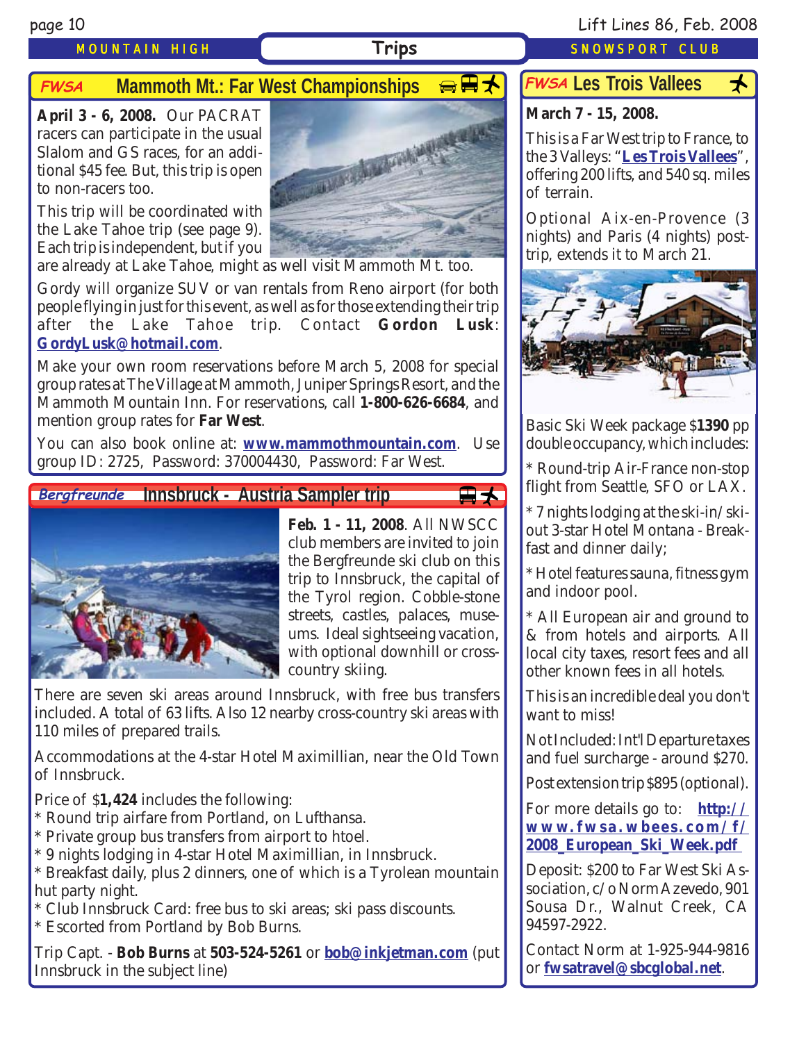## Trips

### FWSA Mammoth Mt.: Far West Championships

**April 3 - 6, 2008.** Our PACRAT racers can participate in the usual Slalom and GS races, for an additional $45 fee. But, this trip is open to non-racers too.

This trip will be coordinated with the Lake Tahoe trip (see page 9). Each trip is independent, but if you are already at Lake Tahoe, might as well visit Mammoth Mt. too.

Gordy will organize SUV or van rentals from Reno airport (for both people flying in just for this event, as well as for those extending their trip after the Lake Tahoe trip. Contact **Gordon Lusk**: **GordyLusk@hotmail.com**.

Make your own room reservations before March 5, 2008 for special group rates at The Village at Mammoth, Juniper Springs Resort, and the Mammoth Mountain Inn. For reservations, call **1-800-626-6684**, and mention group rates for **Far West**.

You can also book online at: **www.mammothmountain.com**. Use group ID: 2725, Password: 370004430, Password: Far West.

### Bergfreunde Innsbruck - Austria Sampler trip

**Feb. 1 - 11, 2008**. All NWSCC club members are invited to join the Bergfreunde ski club on this trip to Innsbruck, the capital of the Tyrol region. Cobble-stone streets, castles, palaces, museums. Ideal sightseeing vacation, with optional downhill or cross-country skiing.

There are seven ski areas around Innsbruck, with free bus transfers included. A total of 63 lifts. Also 12 nearby cross-country ski areas with 110 miles of prepared trails.

Accommodations at the 4-star Hotel Maximillian, near the Old Town of Innsbruck.

Price of $**1,424** includes the following:
* Round trip airfare from Portland, on Lufthansa.
* Private group bus transfers from airport to htoel.
* 9 nights lodging in 4-star Hotel Maximillian, in Innsbruck.
* Breakfast daily, plus 2 dinners, one of which is a Tyrolean mountain hut party night.
* Club Innsbruck Card: free bus to ski areas; ski pass discounts.
* Escorted from Portland by Bob Burns.

Trip Capt. - **Bob Burns** at **503-524-5261** or **bob@inkjetman.com** (put Innsbruck in the subject line)

### FWSA Les Trois Vallees

**March 7 - 15, 2008.**

This is a Far West trip to France, to the 3 Valleys: "**Les Trois Vallees**", offering 200 lifts, and 540 sq. miles of terrain.

Optional Aix-en-Provence (3 nights) and Paris (4 nights) post-trip, extends it to March 21.

Basic Ski Week package $**1390** pp double occupancy, which includes:

* Round-trip Air-France non-stop flight from Seattle, SFO or LAX.

* 7 nights lodging at the ski-in/ski-out 3-star Hotel Montana - Breakfast and dinner daily;

* Hotel features sauna, fitness gym and indoor pool.

* All European air and ground to & from hotels and airports. All local city taxes, resort fees and all other known fees in all hotels.

This is an incredible deal you don't want to miss!

Not Included: Int'l Departure taxes and fuel surcharge - around $270.

Post extension trip $895 (optional).

For more details go to: **http://www.fwsa.wbees.com/f/2008_European_Ski_Week.pdf**

Deposit: $200 to Far West Ski Association, c/o Norm Azevedo, 901 Sousa Dr., Walnut Creek, CA 94597-2922.

Contact Norm at 1-925-944-9816 or **fwsatravel@sbcglobal.net**.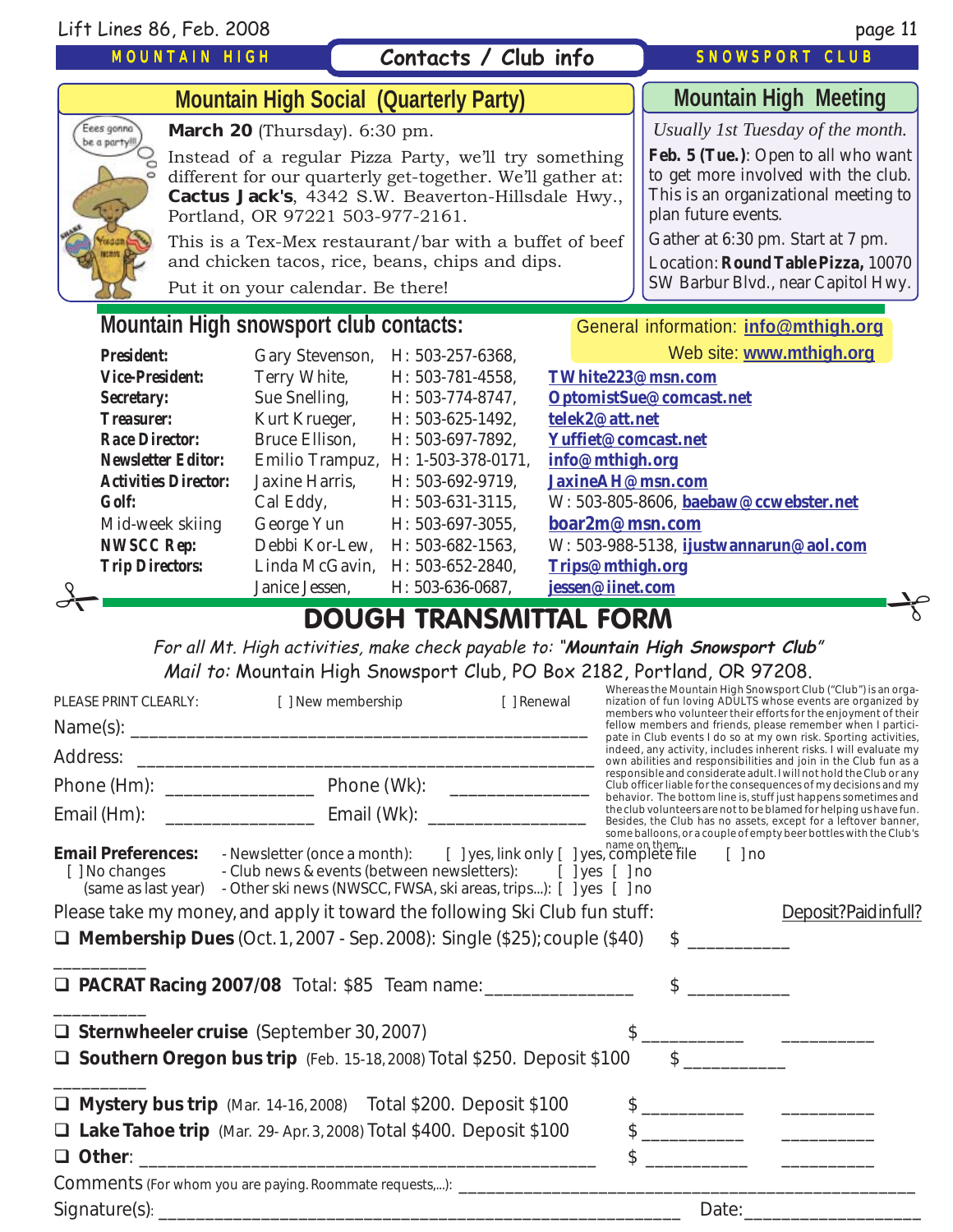MOUNTAIN HIGH — Contacts / Club info — SNOWSPORT CLUB

## Mountain High Social (Quarterly Party)

**March 20** (Thursday). 6:30 pm.

Instead of a regular Pizza Party, we'll try something different for our quarterly get-together. We'll gather at: **Cactus Jack's**, 4342 S.W. Beaverton-Hillsdale Hwy., Portland, OR 97221 503-977-2161.

This is a Tex-Mex restaurant/bar with a buffet of beef and chicken tacos, rice, beans, chips and dips.

Put it on your calendar. Be there!

## Mountain High Meeting

*Usually 1st Tuesday of the month.*

**Feb. 5 (Tue.)**: Open to all who want to get more involved with the club. This is an organizational meeting to plan future events.

Gather at 6:30 pm. Start at 7 pm.

Location: **Round Table Pizza,** 10070 SW Barbur Blvd., near Capitol Hwy.

## Mountain High snowsport club contacts:

General information: info@mthigh.org
Web site: www.mthigh.org

| Position | Name | Phone | Contact |
|---|---|---|---|
| **President:** | Gary Stevenson, | H: 503-257-6368, | |
| **Vice-President:** | Terry White, | H: 503-781-4558, | TWhite223@msn.com |
| **Secretary:** | Sue Snelling, | H: 503-774-8747, | OptomistSue@comcast.net |
| **Treasurer:** | Kurt Krueger, | H: 503-625-1492, | telek2@att.net |
| **Race Director:** | Bruce Ellison, | H: 503-697-7892, | Yuffiet@comcast.net |
| **Newsletter Editor:** | Emilio Trampuz, | H: 1-503-378-0171, | info@mthigh.org |
| **Activities Director:** | Jaxine Harris, | H: 503-692-9719, | JaxineAH@msn.com |
| **Golf:** | Cal Eddy, | H: 503-631-3115, | W: 503-805-8606, baebaw@ccwebster.net |
| Mid-week skiing | George Yun | H: 503-697-3055, | boar2m@msn.com |
| **NWSCC Rep:** | Debbi Kor-Lew, | H: 503-682-1563, | W: 503-988-5138, ijustwannarun@aol.com |
| **Trip Directors:** | Linda McGavin, | H: 503-652-2840, | Trips@mthigh.org |
| | Janice Jessen, | H: 503-636-0687, | jessen@iinet.com |

# DOUGH TRANSMITTAL FORM

*For all Mt. High activities, make check payable to: "**Mountain High Snowsport Club**"*
*Mail to:* Mountain High Snowsport Club, PO Box 2182, Portland, OR 97208.

PLEASE PRINT CLEARLY: [ ] New membership [ ] Renewal

Name(s): ______________________________________________

Address: ______________________________________________

Phone (Hm): _______________ Phone (Wk): _______________

Email (Hm): _______________ Email (Wk): _______________

Whereas the Mountain High Snowsport Club ("Club") is an organization of fun loving ADULTS whose events are organized by members who volunteer their efforts for the enjoyment of their fellow members and friends, please remember when I participate in Club events I do so at my own risk. Sporting activities, indeed, any activity, includes inherent risks. I will evaluate my own abilities and responsibilities and join in the Club fun as a responsible and considerate adult. I will not hold the Club or any Club officer liable for the consequences of my decisions and my behavior. The bottom line is, stuff just happens sometimes and the club volunteers are not to be blamed for helping us have fun. Besides, the Club has no assets, except for a leftover banner, some balloons, or a couple of empty beer bottles with the Club's name on them.

**Email Preferences:** - Newsletter (once a month): [ ] yes, link only [ ] yes, complete file [ ] no
[ ] No changes - Club news & events (between newsletters): [ ] yes [ ] no
(same as last year) - Other ski news (NWSCC, FWSA, ski areas, trips...): [ ] yes [ ] no

Please take my money, and apply it toward the following Ski Club fun stuff: Deposit? Paid in full?

❑ **Membership Dues** (Oct. 1, 2007 - Sep. 2008): Single ($25); couple ($40) $ __________ __________

❑ **PACRAT Racing 2007/08** Total: $85 Team name: _______________ $ __________ __________

❑ **Sternwheeler cruise** (September 30, 2007) $ __________ __________

❑ **Southern Oregon bus trip** (Feb. 15-18, 2008) Total $250. Deposit $100 $ __________ __________

❑ **Mystery bus trip** (Mar. 14-16, 2008) Total $200. Deposit $100 $ __________ __________

❑ **Lake Tahoe trip** (Mar. 29- Apr. 3, 2008) Total $400. Deposit $100 $ __________ __________

❑ **Other**: ______________________________________________ $ __________ __________

Comments (For whom you are paying. Roommate requests,...): ______________________________________________

Signature(s): ______________________________________________ Date: __________________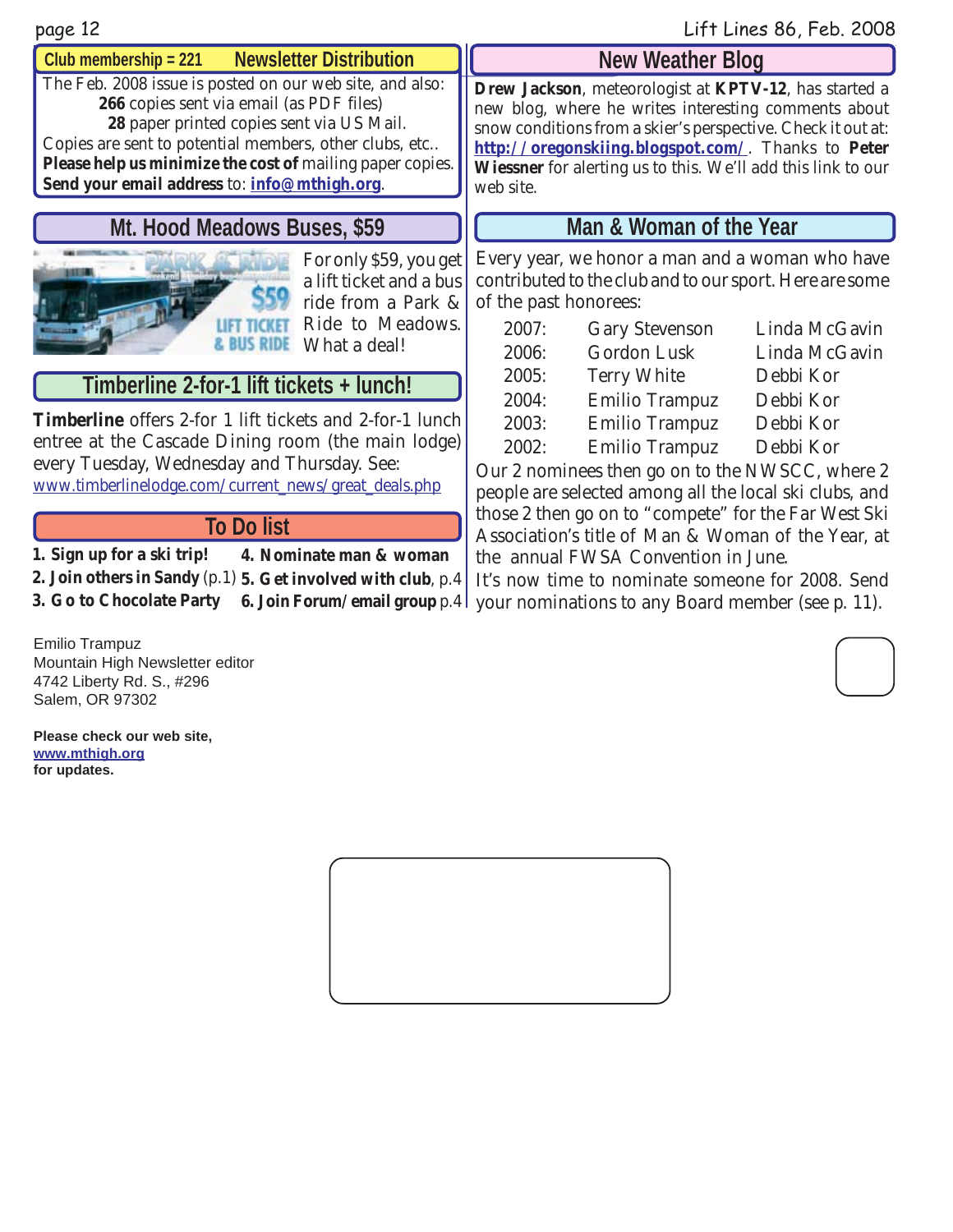## Club membership = 221 Newsletter Distribution

The Feb. 2008 issue is posted on our web site, and also:
**266** copies sent via email (as PDF files)
**28** paper printed copies sent via US Mail.
Copies are sent to potential members, other clubs, etc..
**Please help us minimize the cost of** mailing paper copies.
**Send your email address** to: **info@mthigh.org**.

## Mt. Hood Meadows Buses, $59

PARK & RIDE
$59
LIFT TICKET & BUS RIDE

For only $59, you get a lift ticket and a bus ride from a Park & Ride to Meadows. What a deal!

## Timberline 2-for-1 lift tickets + lunch!

**Timberline** offers 2-for 1 lift tickets and 2-for-1 lunch entree at the Cascade Dining room (the main lodge) every Tuesday, Wednesday and Thursday. See:
www.timberlinelodge.com/current_news/great_deals.php

## To Do list

1. **Sign up for a ski trip!**
2. **Join others in Sandy** (p.1)
3. **Go to Chocolate Party**
4. **Nominate man & woman**
5. **Get involved with club**, p.4
6. **Join Forum/email group** p.4

## New Weather Blog

**Drew Jackson**, meteorologist at **KPTV-12**, has started a new blog, where he writes interesting comments about snow conditions from a skier's perspective. Check it out at: **http://oregonskiing.blogspot.com/**. Thanks to **Peter Wiessner** for alerting us to this. We'll add this link to our web site.

## Man & Woman of the Year

Every year, we honor a man and a woman who have contributed to the club and to our sport. Here are some of the past honorees:

| | | |
|---|---|---|
| 2007: | Gary Stevenson | Linda McGavin |
| 2006: | Gordon Lusk | Linda McGavin |
| 2005: | Terry White | Debbi Kor |
| 2004: | Emilio Trampuz | Debbi Kor |
| 2003: | Emilio Trampuz | Debbi Kor |
| 2002: | Emilio Trampuz | Debbi Kor |

Our 2 nominees then go on to the NWSCC, where 2 people are selected among all the local ski clubs, and those 2 then go on to "compete" for the Far West Ski Association's title of Man & Woman of the Year, at the annual FWSA Convention in June.

It's now time to nominate someone for 2008. Send your nominations to any Board member (see p. 11).

Emilio Trampuz
Mountain High Newsletter editor
4742 Liberty Rd. S., #296
Salem, OR 97302

**Please check our web site,**
**www.mthigh.org**
**for updates.**